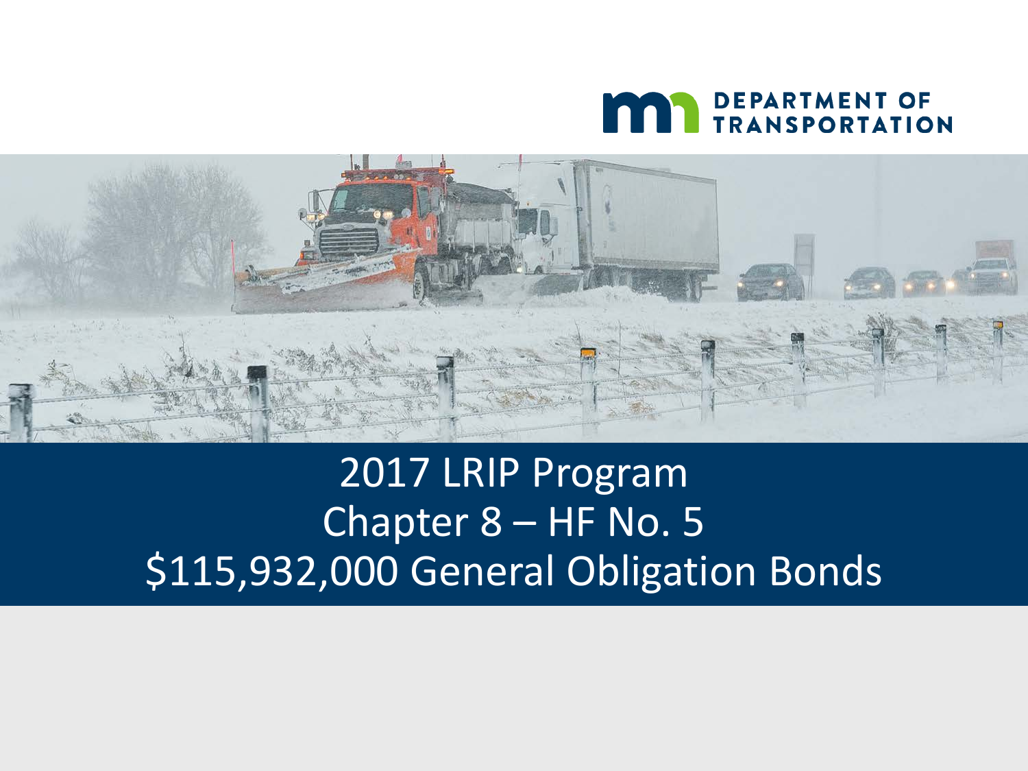DEPARTMENT OF TRANSPORTATION

# 2017 LRIP Program
# Chapter 8 – HF No. 5
# $115,932,000 General Obligation Bonds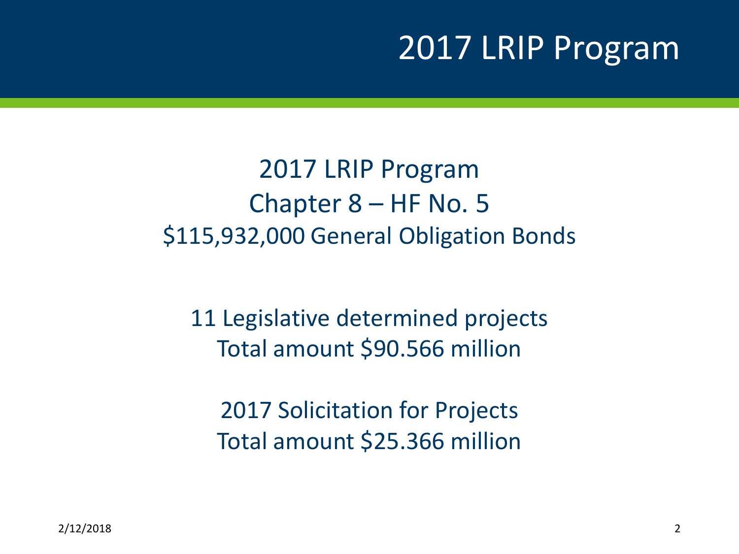# 2017 LRIP Program

2017 LRIP Program
Chapter 8 – HF No. 5
$115,932,000 General Obligation Bonds

11 Legislative determined projects
Total amount $90.566 million

2017 Solicitation for Projects
Total amount $25.366 million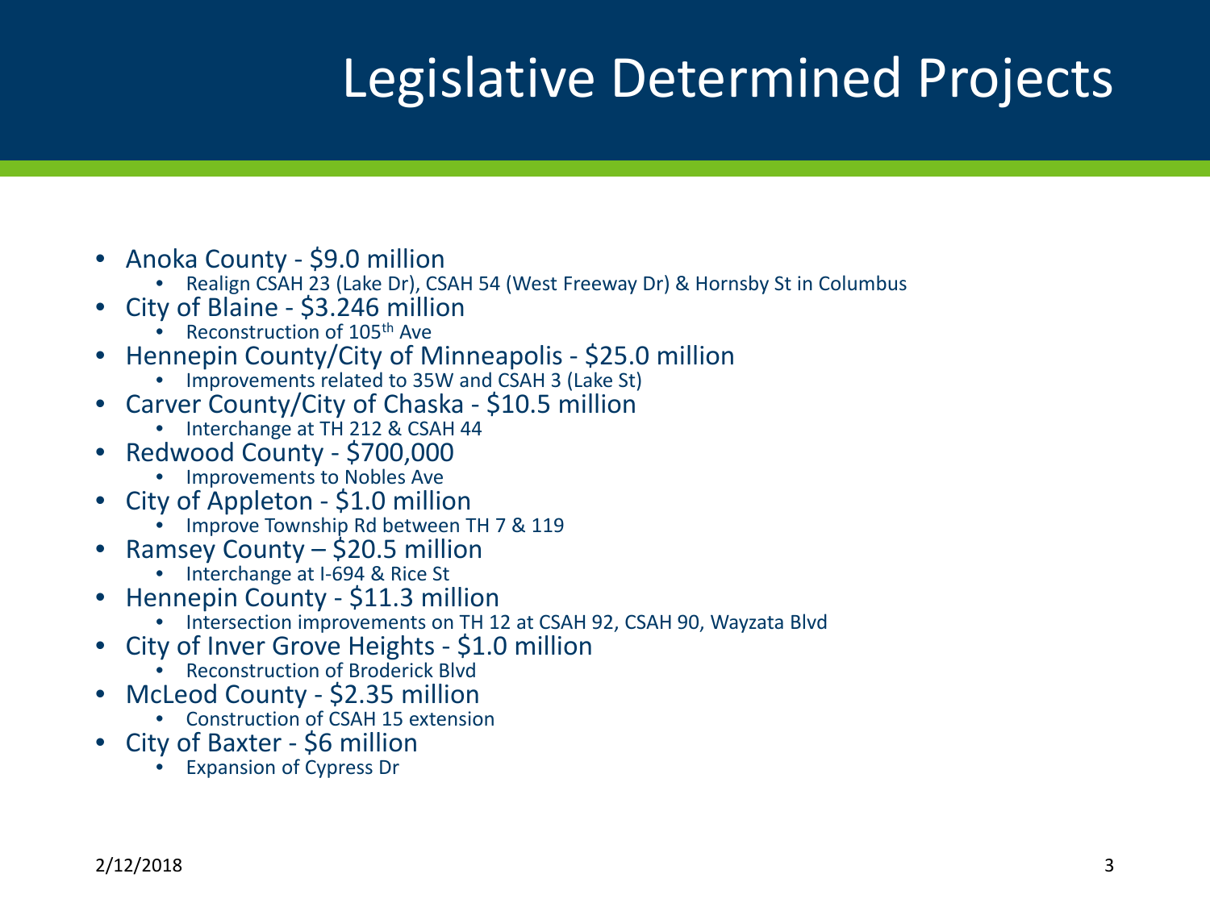# Legislative Determined Projects

- Anoka County - $9.0 million
  - Realign CSAH 23 (Lake Dr), CSAH 54 (West Freeway Dr) & Hornsby St in Columbus
- City of Blaine - $3.246 million
  - Reconstruction of 105th Ave
- Hennepin County/City of Minneapolis - $25.0 million
  - Improvements related to 35W and CSAH 3 (Lake St)
- Carver County/City of Chaska - $10.5 million
  - Interchange at TH 212 & CSAH 44
- Redwood County - $700,000
  - Improvements to Nobles Ave
- City of Appleton - $1.0 million
  - Improve Township Rd between TH 7 & 119
- Ramsey County – $20.5 million
  - Interchange at I-694 & Rice St
- Hennepin County - $11.3 million
  - Intersection improvements on TH 12 at CSAH 92, CSAH 90, Wayzata Blvd
- City of Inver Grove Heights - $1.0 million
  - Reconstruction of Broderick Blvd
- McLeod County - $2.35 million
  - Construction of CSAH 15 extension
- City of Baxter - $6 million
  - Expansion of Cypress Dr

2/12/2018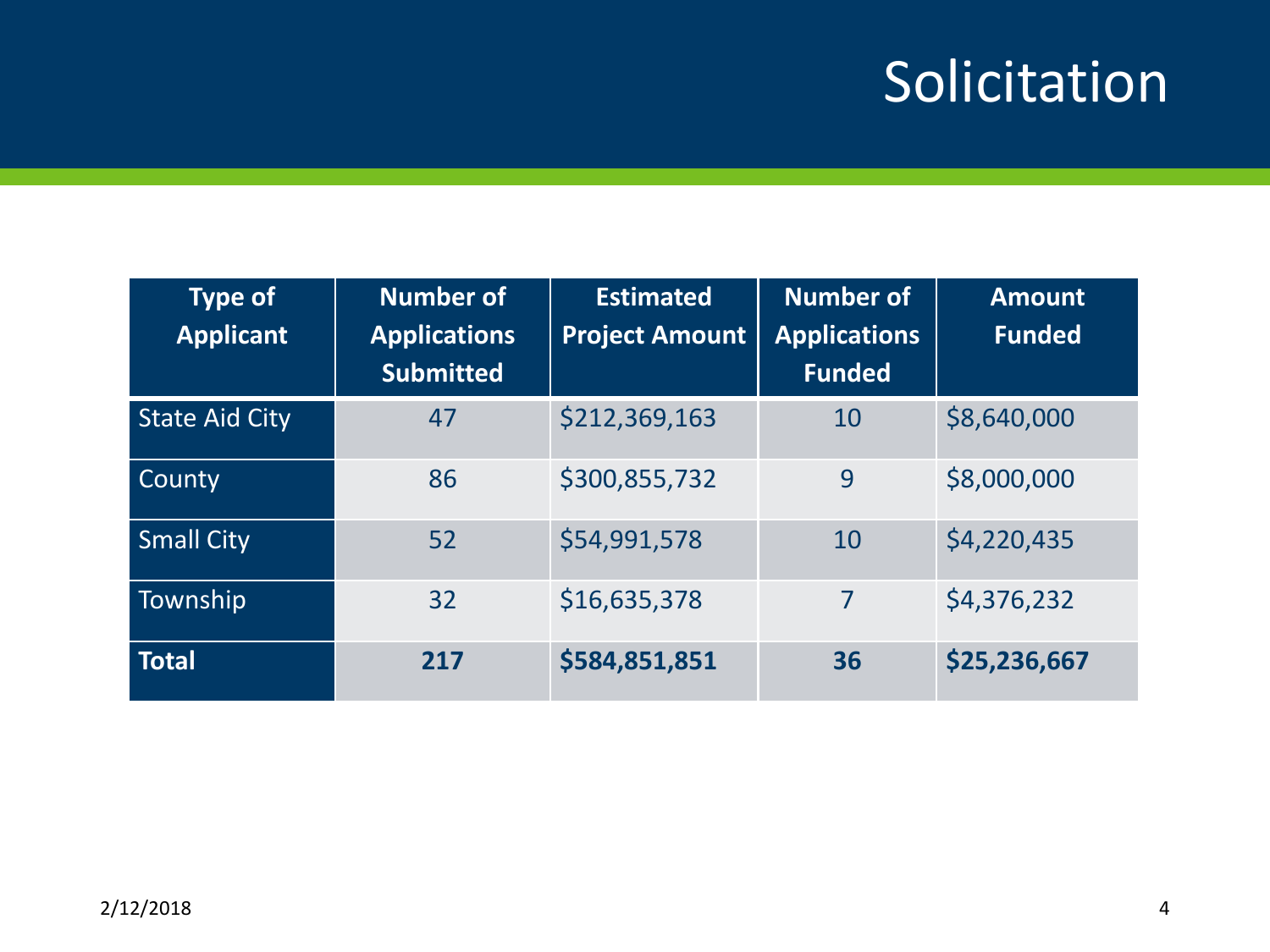# Solicitation

| Type of Applicant | Number of Applications Submitted | Estimated Project Amount | Number of Applications Funded | Amount Funded |
|---|---|---|---|---|
| State Aid City | 47 | $212,369,163 | 10 | $8,640,000 |
| County | 86 | $300,855,732 | 9 | $8,000,000 |
| Small City | 52 | $54,991,578 | 10 | $4,220,435 |
| Township | 32 | $16,635,378 | 7 | $4,376,232 |
| **Total** | **217** | **$584,851,851** | **36** | **$25,236,667** |

2/12/2018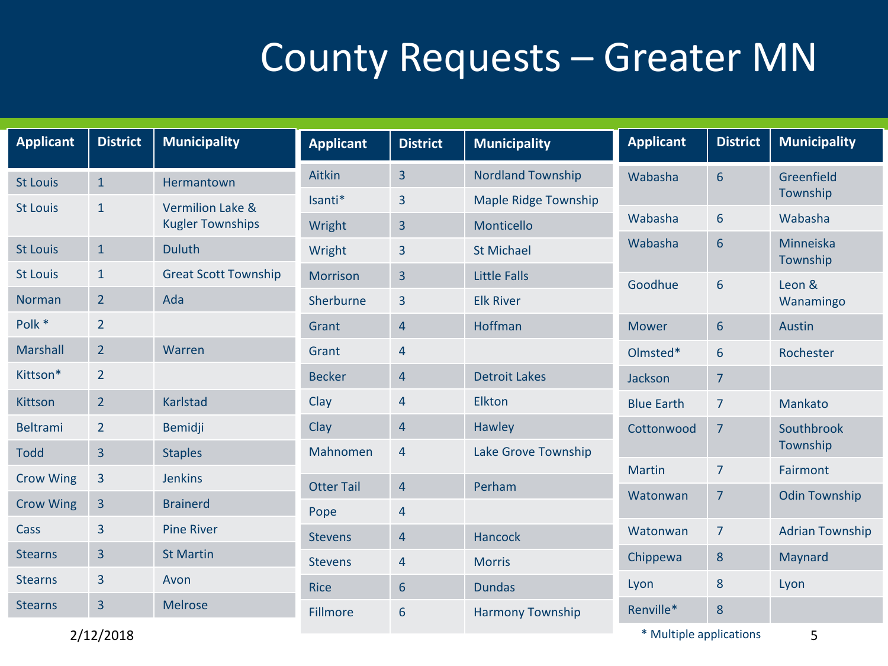# County Requests – Greater MN

| Applicant | District | Municipality |
|---|---|---|
| St Louis | 1 | Hermantown |
| St Louis | 1 | Vermilion Lake & Kugler Townships |
| St Louis | 1 | Duluth |
| St Louis | 1 | Great Scott Township |
| Norman | 2 | Ada |
| Polk * | 2 | |
| Marshall | 2 | Warren |
| Kittson* | 2 | |
| Kittson | 2 | Karlstad |
| Beltrami | 2 | Bemidji |
| Todd | 3 | Staples |
| Crow Wing | 3 | Jenkins |
| Crow Wing | 3 | Brainerd |
| Cass | 3 | Pine River |
| Stearns | 3 | St Martin |
| Stearns | 3 | Avon |
| Stearns | 3 | Melrose |

| Applicant | District | Municipality |
|---|---|---|
| Aitkin | 3 | Nordland Township |
| Isanti* | 3 | Maple Ridge Township |
| Wright | 3 | Monticello |
| Wright | 3 | St Michael |
| Morrison | 3 | Little Falls |
| Sherburne | 3 | Elk River |
| Grant | 4 | Hoffman |
| Grant | 4 | |
| Becker | 4 | Detroit Lakes |
| Clay | 4 | Elkton |
| Clay | 4 | Hawley |
| Mahnomen | 4 | Lake Grove Township |
| Otter Tail | 4 | Perham |
| Pope | 4 | |
| Stevens | 4 | Hancock |
| Stevens | 4 | Morris |
| Rice | 6 | Dundas |
| Fillmore | 6 | Harmony Township |

| Applicant | District | Municipality |
|---|---|---|
| Wabasha | 6 | Greenfield Township |
| Wabasha | 6 | Wabasha |
| Wabasha | 6 | Minneiska Township |
| Goodhue | 6 | Leon & Wanamingo |
| Mower | 6 | Austin |
| Olmsted* | 6 | Rochester |
| Jackson | 7 | |
| Blue Earth | 7 | Mankato |
| Cottonwood | 7 | Southbrook Township |
| Martin | 7 | Fairmont |
| Watonwan | 7 | Odin Township |
| Watonwan | 7 | Adrian Township |
| Chippewa | 8 | Maynard |
| Lyon | 8 | Lyon |
| Renville* | 8 | |

2/12/2018

* Multiple applications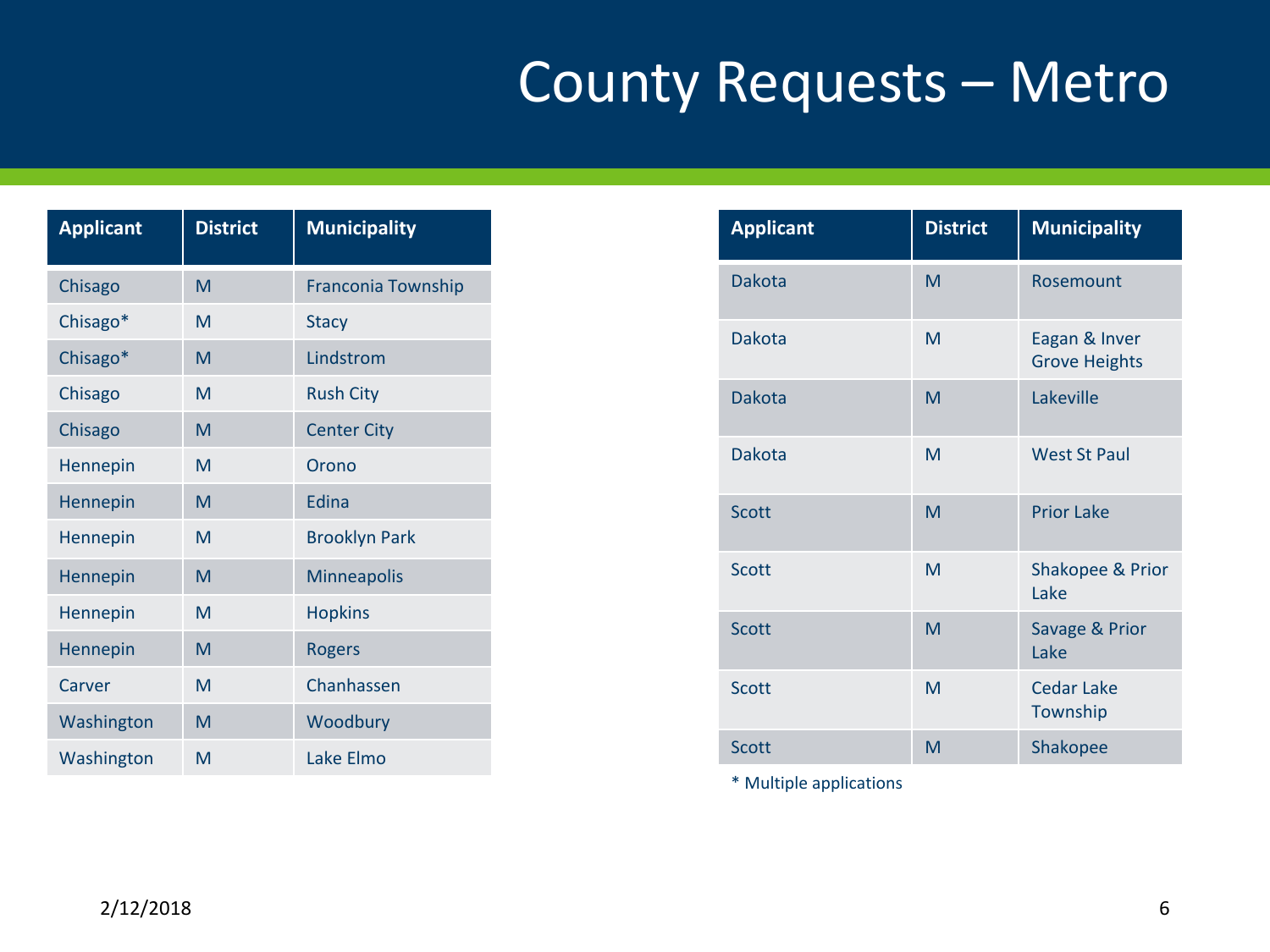# County Requests – Metro

| Applicant | District | Municipality |
|---|---|---|
| Chisago | M | Franconia Township |
| Chisago* | M | Stacy |
| Chisago* | M | Lindstrom |
| Chisago | M | Rush City |
| Chisago | M | Center City |
| Hennepin | M | Orono |
| Hennepin | M | Edina |
| Hennepin | M | Brooklyn Park |
| Hennepin | M | Minneapolis |
| Hennepin | M | Hopkins |
| Hennepin | M | Rogers |
| Carver | M | Chanhassen |
| Washington | M | Woodbury |
| Washington | M | Lake Elmo |

| Applicant | District | Municipality |
|---|---|---|
| Dakota | M | Rosemount |
| Dakota | M | Eagan & Inver Grove Heights |
| Dakota | M | Lakeville |
| Dakota | M | West St Paul |
| Scott | M | Prior Lake |
| Scott | M | Shakopee & Prior Lake |
| Scott | M | Savage & Prior Lake |
| Scott | M | Cedar Lake Township |
| Scott | M | Shakopee |

* Multiple applications

2/12/2018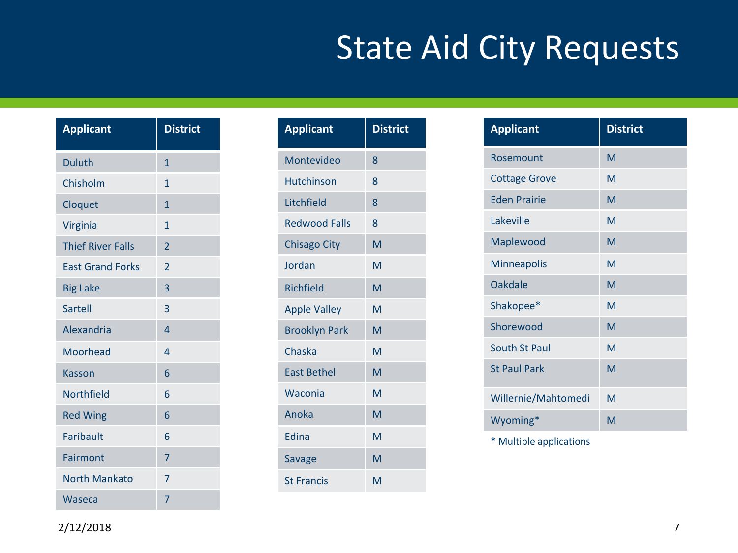# State Aid City Requests

| Applicant | District |
|---|---|
| Duluth | 1 |
| Chisholm | 1 |
| Cloquet | 1 |
| Virginia | 1 |
| Thief River Falls | 2 |
| East Grand Forks | 2 |
| Big Lake | 3 |
| Sartell | 3 |
| Alexandria | 4 |
| Moorhead | 4 |
| Kasson | 6 |
| Northfield | 6 |
| Red Wing | 6 |
| Faribault | 6 |
| Fairmont | 7 |
| North Mankato | 7 |
| Waseca | 7 |

| Applicant | District |
|---|---|
| Montevideo | 8 |
| Hutchinson | 8 |
| Litchfield | 8 |
| Redwood Falls | 8 |
| Chisago City | M |
| Jordan | M |
| Richfield | M |
| Apple Valley | M |
| Brooklyn Park | M |
| Chaska | M |
| East Bethel | M |
| Waconia | M |
| Anoka | M |
| Edina | M |
| Savage | M |
| St Francis | M |

| Applicant | District |
|---|---|
| Rosemount | M |
| Cottage Grove | M |
| Eden Prairie | M |
| Lakeville | M |
| Maplewood | M |
| Minneapolis | M |
| Oakdale | M |
| Shakopee* | M |
| Shorewood | M |
| South St Paul | M |
| St Paul Park | M |
| Willernie/Mahtomedi | M |
| Wyoming* | M |

* Multiple applications

2/12/2018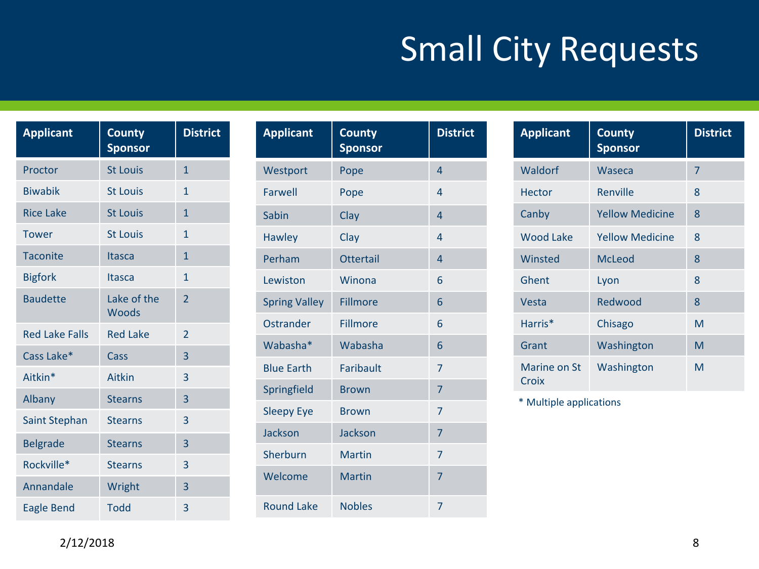# Small City Requests

| Applicant | County Sponsor | District |
|---|---|---|
| Proctor | St Louis | 1 |
| Biwabik | St Louis | 1 |
| Rice Lake | St Louis | 1 |
| Tower | St Louis | 1 |
| Taconite | Itasca | 1 |
| Bigfork | Itasca | 1 |
| Baudette | Lake of the Woods | 2 |
| Red Lake Falls | Red Lake | 2 |
| Cass Lake* | Cass | 3 |
| Aitkin* | Aitkin | 3 |
| Albany | Stearns | 3 |
| Saint Stephan | Stearns | 3 |
| Belgrade | Stearns | 3 |
| Rockville* | Stearns | 3 |
| Annandale | Wright | 3 |
| Eagle Bend | Todd | 3 |

| Applicant | County Sponsor | District |
|---|---|---|
| Westport | Pope | 4 |
| Farwell | Pope | 4 |
| Sabin | Clay | 4 |
| Hawley | Clay | 4 |
| Perham | Ottertail | 4 |
| Lewiston | Winona | 6 |
| Spring Valley | Fillmore | 6 |
| Ostrander | Fillmore | 6 |
| Wabasha* | Wabasha | 6 |
| Blue Earth | Faribault | 7 |
| Springfield | Brown | 7 |
| Sleepy Eye | Brown | 7 |
| Jackson | Jackson | 7 |
| Sherburn | Martin | 7 |
| Welcome | Martin | 7 |
| Round Lake | Nobles | 7 |

| Applicant | County Sponsor | District |
|---|---|---|
| Waldorf | Waseca | 7 |
| Hector | Renville | 8 |
| Canby | Yellow Medicine | 8 |
| Wood Lake | Yellow Medicine | 8 |
| Winsted | McLeod | 8 |
| Ghent | Lyon | 8 |
| Vesta | Redwood | 8 |
| Harris* | Chisago | M |
| Grant | Washington | M |
| Marine on St Croix | Washington | M |

* Multiple applications

2/12/2018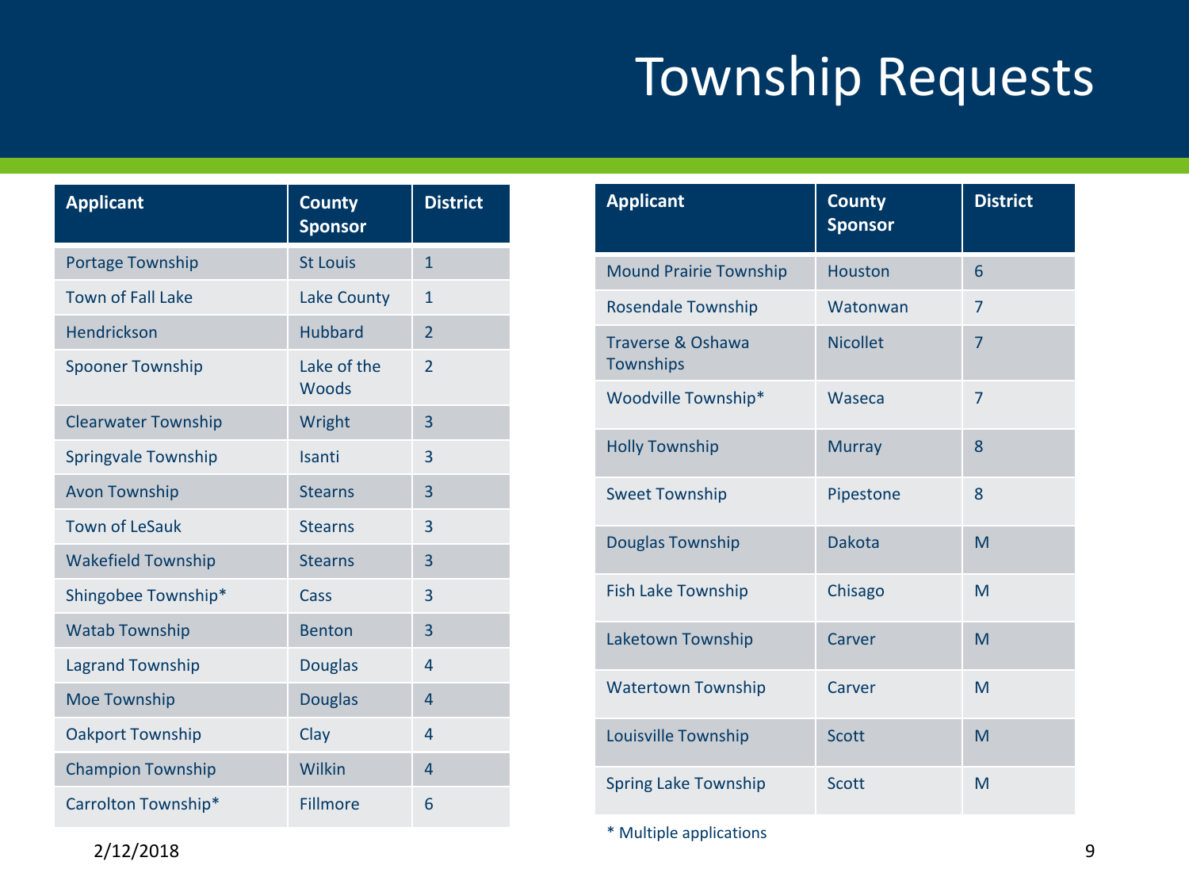# Township Requests

| Applicant | County Sponsor | District |
| --- | --- | --- |
| Portage Township | St Louis | 1 |
| Town of Fall Lake | Lake County | 1 |
| Hendrickson | Hubbard | 2 |
| Spooner Township | Lake of the Woods | 2 |
| Clearwater Township | Wright | 3 |
| Springvale Township | Isanti | 3 |
| Avon Township | Stearns | 3 |
| Town of LeSauk | Stearns | 3 |
| Wakefield Township | Stearns | 3 |
| Shingobee Township* | Cass | 3 |
| Watab Township | Benton | 3 |
| Lagrand Township | Douglas | 4 |
| Moe Township | Douglas | 4 |
| Oakport Township | Clay | 4 |
| Champion Township | Wilkin | 4 |
| Carrolton Township* | Fillmore | 6 |

| Applicant | County Sponsor | District |
| --- | --- | --- |
| Mound Prairie Township | Houston | 6 |
| Rosendale Township | Watonwan | 7 |
| Traverse & Oshawa Townships | Nicollet | 7 |
| Woodville Township* | Waseca | 7 |
| Holly Township | Murray | 8 |
| Sweet Township | Pipestone | 8 |
| Douglas Township | Dakota | M |
| Fish Lake Township | Chisago | M |
| Laketown Township | Carver | M |
| Watertown Township | Carver | M |
| Louisville Township | Scott | M |
| Spring Lake Township | Scott | M |

* Multiple applications

2/12/2018